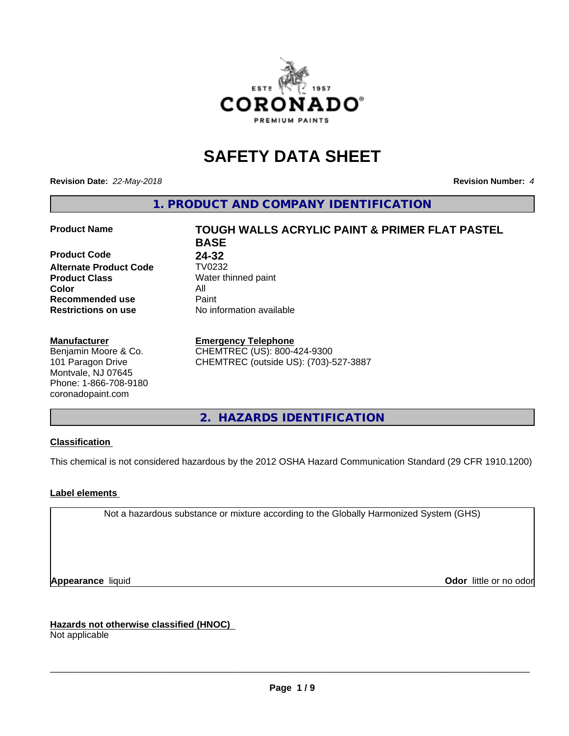# SAFETY DATA SHEET

**Revision Date:** *22-May-2018*

**Revision Number:** *4*

## 1. PRODUCT AND COMPANY IDENTIFICATION

| | |
|---|---|
| **Product Name** | **TOUGH WALLS ACRYLIC PAINT & PRIMER FLAT PASTEL BASE** |
| **Product Code** | **24-32** |
| **Alternate Product Code** | TV0232 |
| **Product Class** | Water thinned paint |
| **Color** | All |
| **Recommended use** | Paint |
| **Restrictions on use** | No information available |

**Manufacturer**
Benjamin Moore & Co.
101 Paragon Drive
Montvale, NJ 07645
Phone: 1-866-708-9180
coronadopaint.com

**Emergency Telephone**
CHEMTREC (US): 800-424-9300
CHEMTREC (outside US): (703)-527-3887

## 2. HAZARDS IDENTIFICATION

**Classification**

This chemical is not considered hazardous by the 2012 OSHA Hazard Communication Standard (29 CFR 1910.1200)

**Label elements**

Not a hazardous substance or mixture according to the Globally Harmonized System (GHS)

**Appearance** liquid

**Odor** little or no odor

**Hazards not otherwise classified (HNOC)**
Not applicable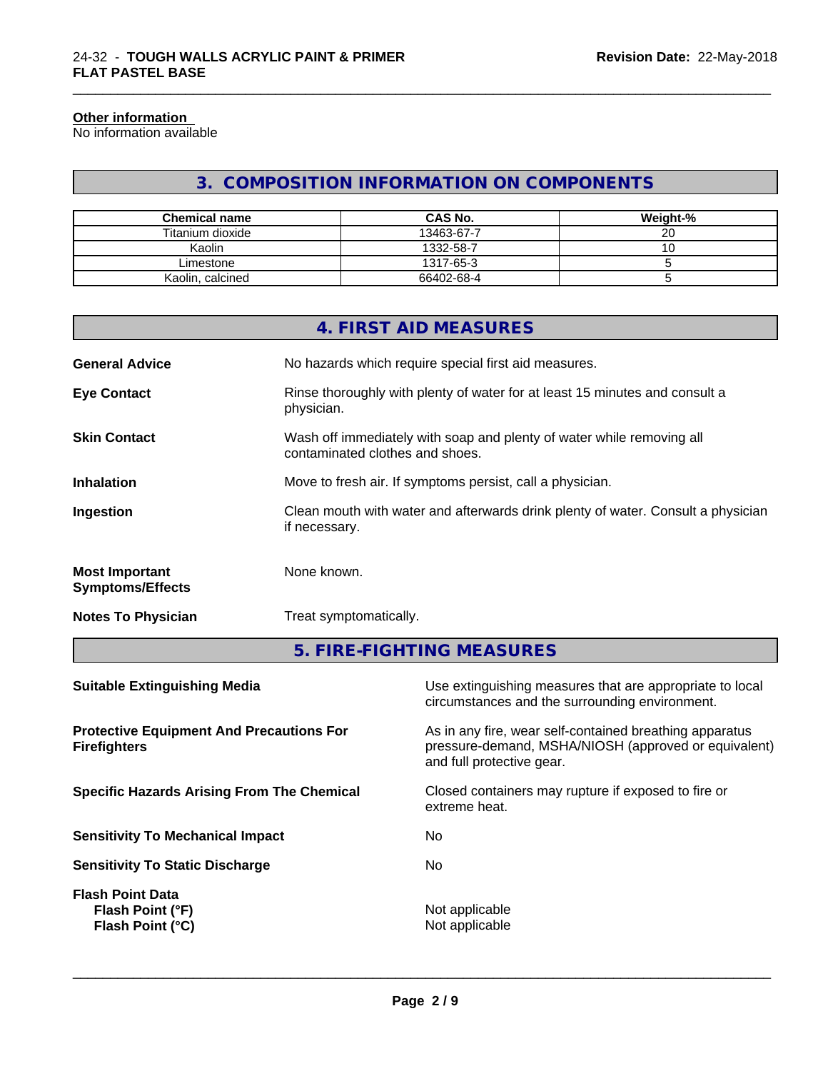**Other information**
No information available

## 3. COMPOSITION INFORMATION ON COMPONENTS

| Chemical name | CAS No. | Weight-% |
|---|---|---|
| Titanium dioxide | 13463-67-7 | 20 |
| Kaolin | 1332-58-7 | 10 |
| Limestone | 1317-65-3 | 5 |
| Kaolin, calcined | 66402-68-4 | 5 |

## 4. FIRST AID MEASURES

**General Advice**
No hazards which require special first aid measures.

**Eye Contact**
Rinse thoroughly with plenty of water for at least 15 minutes and consult a physician.

**Skin Contact**
Wash off immediately with soap and plenty of water while removing all contaminated clothes and shoes.

**Inhalation**
Move to fresh air. If symptoms persist, call a physician.

**Ingestion**
Clean mouth with water and afterwards drink plenty of water. Consult a physician if necessary.

**Most Important Symptoms/Effects**
None known.

**Notes To Physician**
Treat symptomatically.

## 5. FIRE-FIGHTING MEASURES

**Suitable Extinguishing Media**
Use extinguishing measures that are appropriate to local circumstances and the surrounding environment.

**Protective Equipment And Precautions For Firefighters**
As in any fire, wear self-contained breathing apparatus pressure-demand, MSHA/NIOSH (approved or equivalent) and full protective gear.

**Specific Hazards Arising From The Chemical**
Closed containers may rupture if exposed to fire or extreme heat.

**Sensitivity To Mechanical Impact**
No

**Sensitivity To Static Discharge**
No

**Flash Point Data**
**Flash Point (°F)** Not applicable
**Flash Point (°C)** Not applicable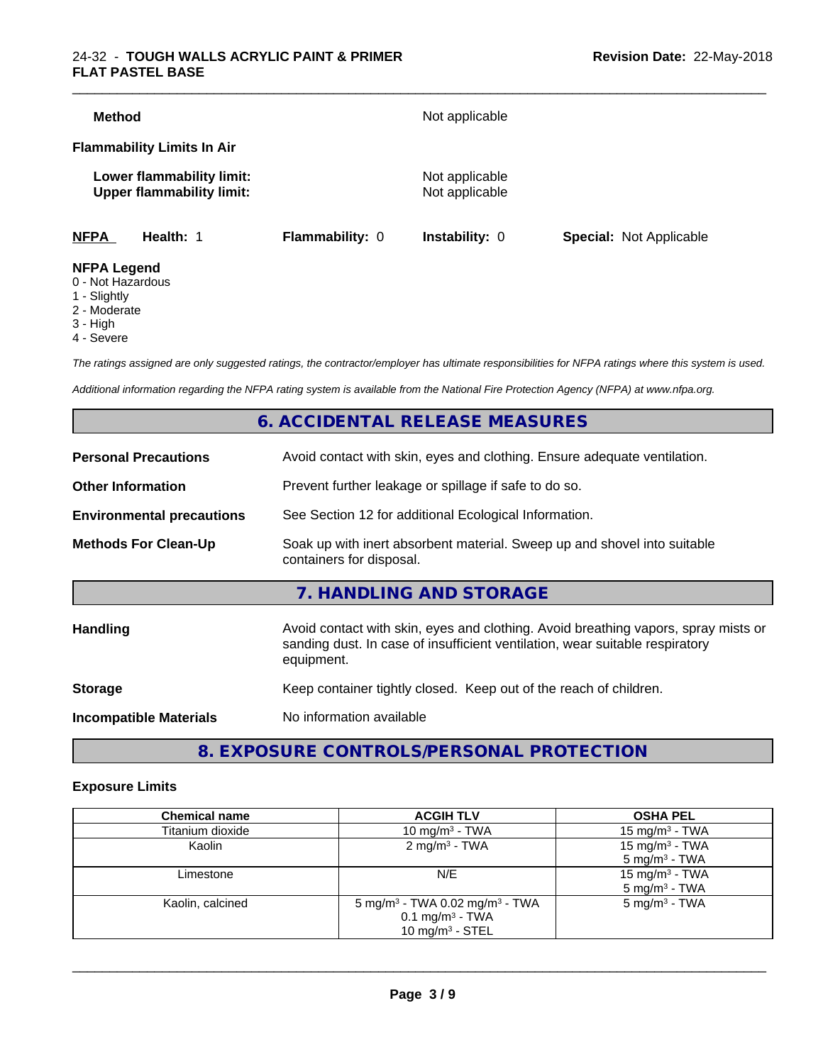**Method** Not applicable

**Flammability Limits In Air**

**Lower flammability limit:** Not applicable
**Upper flammability limit:** Not applicable

| **NFPA** | **Health:** 1 | **Flammability:** 0 | **Instability:** 0 | **Special:** Not Applicable |
|---|---|---|---|---|

**NFPA Legend**
0 - Not Hazardous
1 - Slightly
2 - Moderate
3 - High
4 - Severe

*The ratings assigned are only suggested ratings, the contractor/employer has ultimate responsibilities for NFPA ratings where this system is used.*

*Additional information regarding the NFPA rating system is available from the National Fire Protection Agency (NFPA) at www.nfpa.org.*

## 6. ACCIDENTAL RELEASE MEASURES

**Personal Precautions** Avoid contact with skin, eyes and clothing. Ensure adequate ventilation.

**Other Information** Prevent further leakage or spillage if safe to do so.

**Environmental precautions** See Section 12 for additional Ecological Information.

**Methods For Clean-Up** Soak up with inert absorbent material. Sweep up and shovel into suitable containers for disposal.

## 7. HANDLING AND STORAGE

**Handling** Avoid contact with skin, eyes and clothing. Avoid breathing vapors, spray mists or sanding dust. In case of insufficient ventilation, wear suitable respiratory equipment.

**Storage** Keep container tightly closed. Keep out of the reach of children.

**Incompatible Materials** No information available

## 8. EXPOSURE CONTROLS/PERSONAL PROTECTION

**Exposure Limits**

| Chemical name | ACGIH TLV | OSHA PEL |
|---|---|---|
| Titanium dioxide | 10 mg/m³ - TWA | 15 mg/m³ - TWA |
| Kaolin | 2 mg/m³ - TWA | 15 mg/m³ - TWA<br>5 mg/m³ - TWA |
| Limestone | N/E | 15 mg/m³ - TWA<br>5 mg/m³ - TWA |
| Kaolin, calcined | 5 mg/m³ - TWA 0.02 mg/m³ - TWA<br>0.1 mg/m³ - TWA<br>10 mg/m³ - STEL | 5 mg/m³ - TWA |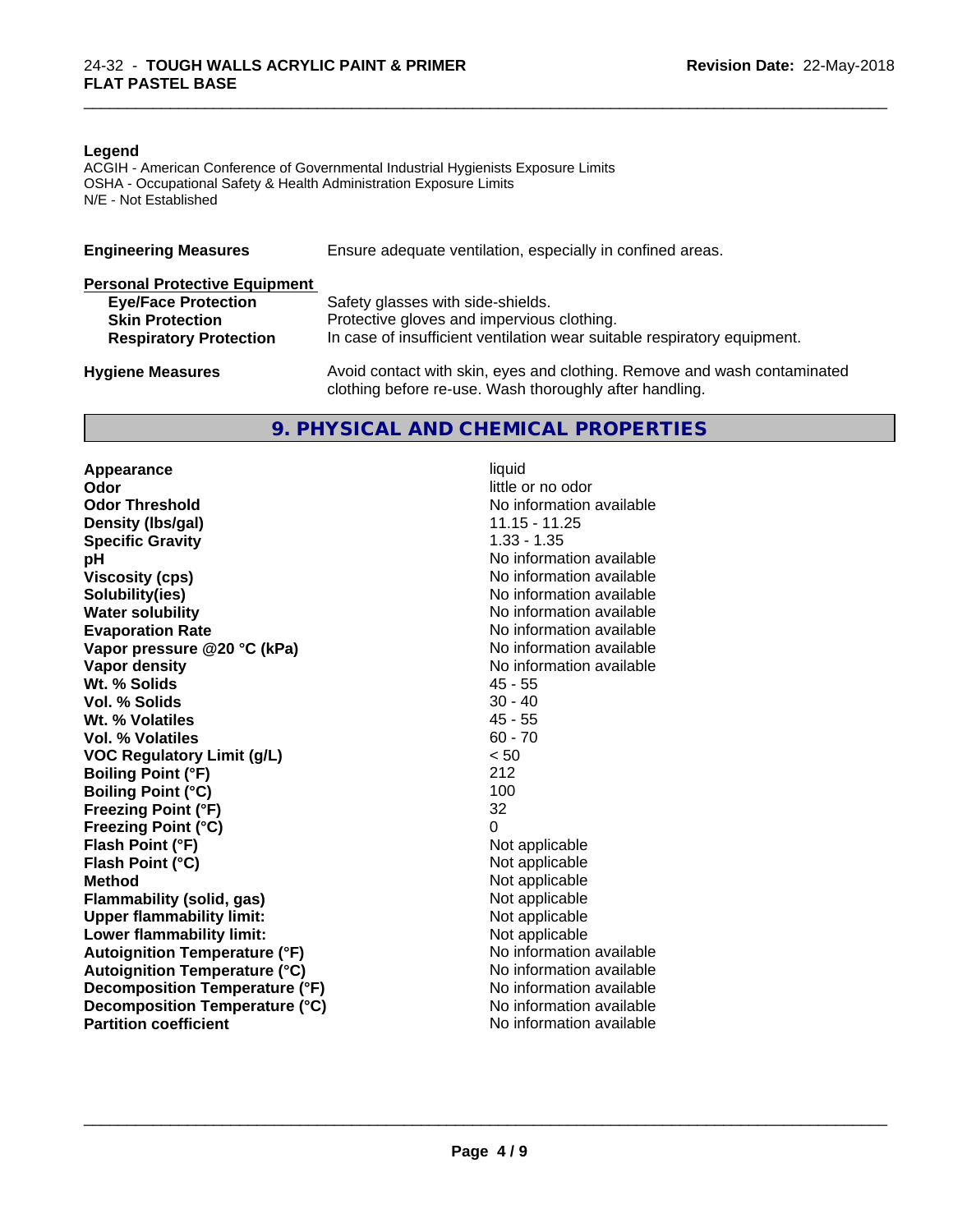**Legend**

ACGIH - American Conference of Governmental Industrial Hygienists Exposure Limits
OSHA - Occupational Safety & Health Administration Exposure Limits
N/E - Not Established

| | |
|---|---|
| **Engineering Measures** | Ensure adequate ventilation, especially in confined areas. |

**Personal Protective Equipment**

| | |
|---|---|
| **Eye/Face Protection** | Safety glasses with side-shields. |
| **Skin Protection** | Protective gloves and impervious clothing. |
| **Respiratory Protection** | In case of insufficient ventilation wear suitable respiratory equipment. |
| **Hygiene Measures** | Avoid contact with skin, eyes and clothing. Remove and wash contaminated clothing before re-use. Wash thoroughly after handling. |

## 9. PHYSICAL AND CHEMICAL PROPERTIES

| | |
|---|---|
| **Appearance** | liquid |
| **Odor** | little or no odor |
| **Odor Threshold** | No information available |
| **Density (lbs/gal)** | 11.15 - 11.25 |
| **Specific Gravity** | 1.33 - 1.35 |
| **pH** | No information available |
| **Viscosity (cps)** | No information available |
| **Solubility(ies)** | No information available |
| **Water solubility** | No information available |
| **Evaporation Rate** | No information available |
| **Vapor pressure @20 °C (kPa)** | No information available |
| **Vapor density** | No information available |
| **Wt. % Solids** | 45 - 55 |
| **Vol. % Solids** | 30 - 40 |
| **Wt. % Volatiles** | 45 - 55 |
| **Vol. % Volatiles** | 60 - 70 |
| **VOC Regulatory Limit (g/L)** | < 50 |
| **Boiling Point (°F)** | 212 |
| **Boiling Point (°C)** | 100 |
| **Freezing Point (°F)** | 32 |
| **Freezing Point (°C)** | 0 |
| **Flash Point (°F)** | Not applicable |
| **Flash Point (°C)** | Not applicable |
| **Method** | Not applicable |
| **Flammability (solid, gas)** | Not applicable |
| **Upper flammability limit:** | Not applicable |
| **Lower flammability limit:** | Not applicable |
| **Autoignition Temperature (°F)** | No information available |
| **Autoignition Temperature (°C)** | No information available |
| **Decomposition Temperature (°F)** | No information available |
| **Decomposition Temperature (°C)** | No information available |
| **Partition coefficient** | No information available |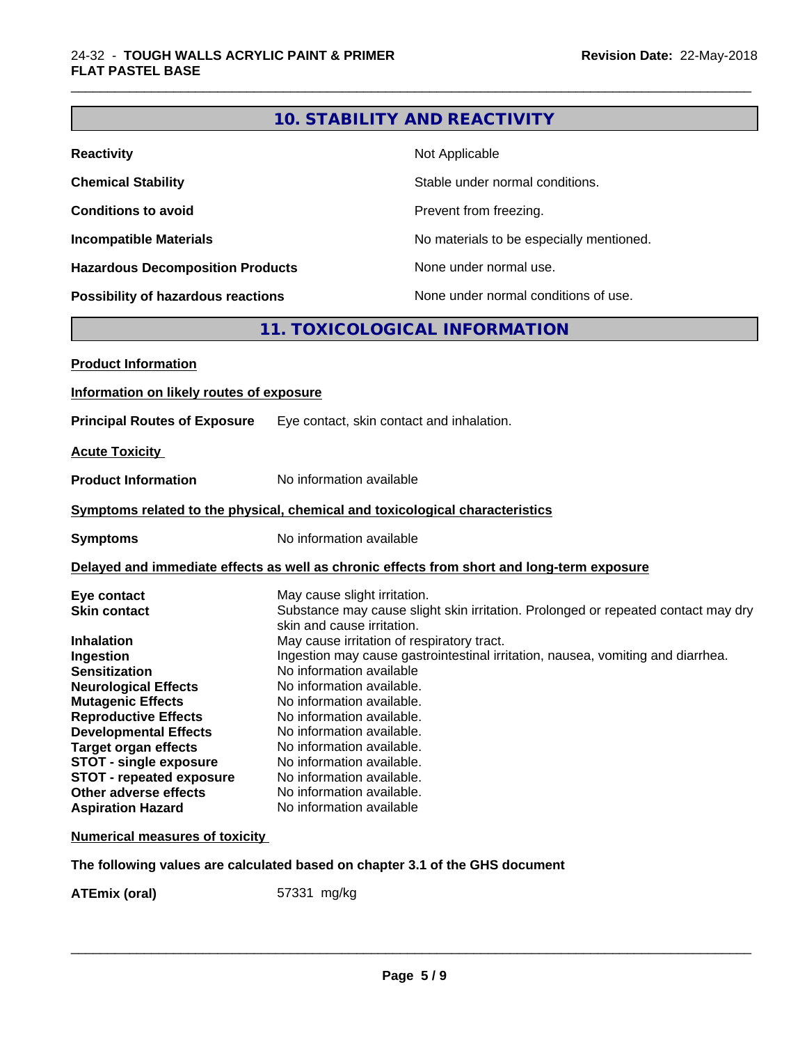## 10. STABILITY AND REACTIVITY

| | |
|---|---|
| **Reactivity** | Not Applicable |
| **Chemical Stability** | Stable under normal conditions. |
| **Conditions to avoid** | Prevent from freezing. |
| **Incompatible Materials** | No materials to be especially mentioned. |
| **Hazardous Decomposition Products** | None under normal use. |
| **Possibility of hazardous reactions** | None under normal conditions of use. |

## 11. TOXICOLOGICAL INFORMATION

**Product Information**

**Information on likely routes of exposure**

**Principal Routes of Exposure** Eye contact, skin contact and inhalation.

**Acute Toxicity**

**Product Information** No information available

**Symptoms related to the physical, chemical and toxicological characteristics**

**Symptoms** No information available

**Delayed and immediate effects as well as chronic effects from short and long-term exposure**

| | |
|---|---|
| **Eye contact** | May cause slight irritation. |
| **Skin contact** | Substance may cause slight skin irritation. Prolonged or repeated contact may dry skin and cause irritation. |
| **Inhalation** | May cause irritation of respiratory tract. |
| **Ingestion** | Ingestion may cause gastrointestinal irritation, nausea, vomiting and diarrhea. |
| **Sensitization** | No information available |
| **Neurological Effects** | No information available. |
| **Mutagenic Effects** | No information available. |
| **Reproductive Effects** | No information available. |
| **Developmental Effects** | No information available. |
| **Target organ effects** | No information available. |
| **STOT - single exposure** | No information available. |
| **STOT - repeated exposure** | No information available. |
| **Other adverse effects** | No information available. |
| **Aspiration Hazard** | No information available |

**Numerical measures of toxicity**

**The following values are calculated based on chapter 3.1 of the GHS document**

**ATEmix (oral)** 57331 mg/kg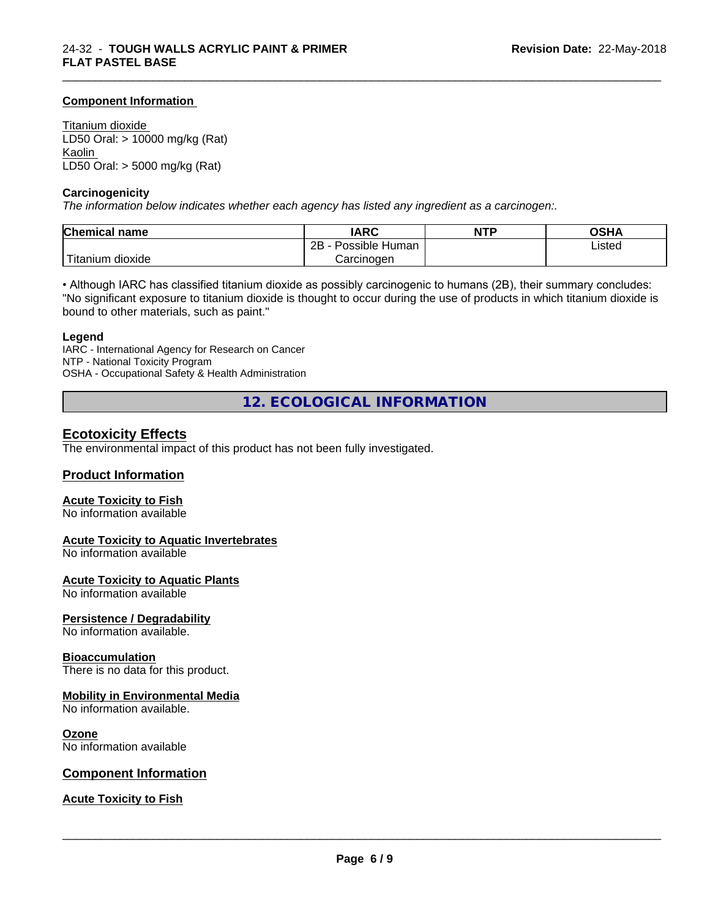**Component Information**

Titanium dioxide
LD50 Oral: > 10000 mg/kg (Rat)
Kaolin
LD50 Oral: > 5000 mg/kg (Rat)

**Carcinogenicity**

*The information below indicates whether each agency has listed any ingredient as a carcinogen:.*

| Chemical name | IARC | NTP | OSHA |
|---|---|---|---|
| Titanium dioxide | 2B - Possible Human Carcinogen | | Listed |

• Although IARC has classified titanium dioxide as possibly carcinogenic to humans (2B), their summary concludes: "No significant exposure to titanium dioxide is thought to occur during the use of products in which titanium dioxide is bound to other materials, such as paint."

**Legend**

IARC - International Agency for Research on Cancer
NTP - National Toxicity Program
OSHA - Occupational Safety & Health Administration

## 12. ECOLOGICAL INFORMATION

### Ecotoxicity Effects

The environmental impact of this product has not been fully investigated.

### Product Information

**Acute Toxicity to Fish**
No information available

**Acute Toxicity to Aquatic Invertebrates**
No information available

**Acute Toxicity to Aquatic Plants**
No information available

**Persistence / Degradability**
No information available.

**Bioaccumulation**
There is no data for this product.

**Mobility in Environmental Media**
No information available.

**Ozone**
No information available

### Component Information

**Acute Toxicity to Fish**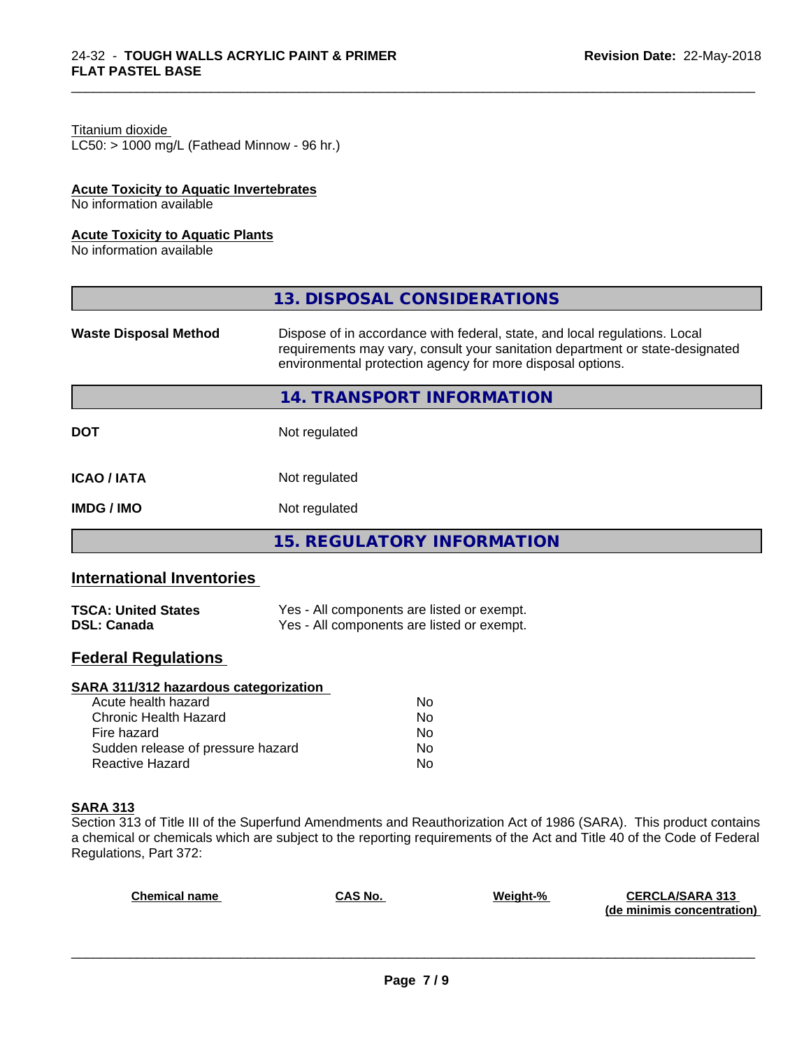Titanium dioxide
LC50: > 1000 mg/L (Fathead Minnow - 96 hr.)

**Acute Toxicity to Aquatic Invertebrates**
No information available

**Acute Toxicity to Aquatic Plants**
No information available

## 13. DISPOSAL CONSIDERATIONS

| | |
|---|---|
| **Waste Disposal Method** | Dispose of in accordance with federal, state, and local regulations. Local requirements may vary, consult your sanitation department or state-designated environmental protection agency for more disposal options. |

## 14. TRANSPORT INFORMATION

| | |
|---|---|
| **DOT** | Not regulated |
| **ICAO / IATA** | Not regulated |
| **IMDG / IMO** | Not regulated |

## 15. REGULATORY INFORMATION

### International Inventories

| | |
|---|---|
| **TSCA: United States** | Yes - All components are listed or exempt. |
| **DSL: Canada** | Yes - All components are listed or exempt. |

### Federal Regulations

**SARA 311/312 hazardous categorization**

| | |
|---|---|
| Acute health hazard | No |
| Chronic Health Hazard | No |
| Fire hazard | No |
| Sudden release of pressure hazard | No |
| Reactive Hazard | No |

**SARA 313**
Section 313 of Title III of the Superfund Amendments and Reauthorization Act of 1986 (SARA). This product contains a chemical or chemicals which are subject to the reporting requirements of the Act and Title 40 of the Code of Federal Regulations, Part 372:

| Chemical name | CAS No. | Weight-% | CERCLA/SARA 313 (de minimis concentration) |
|---|---|---|---|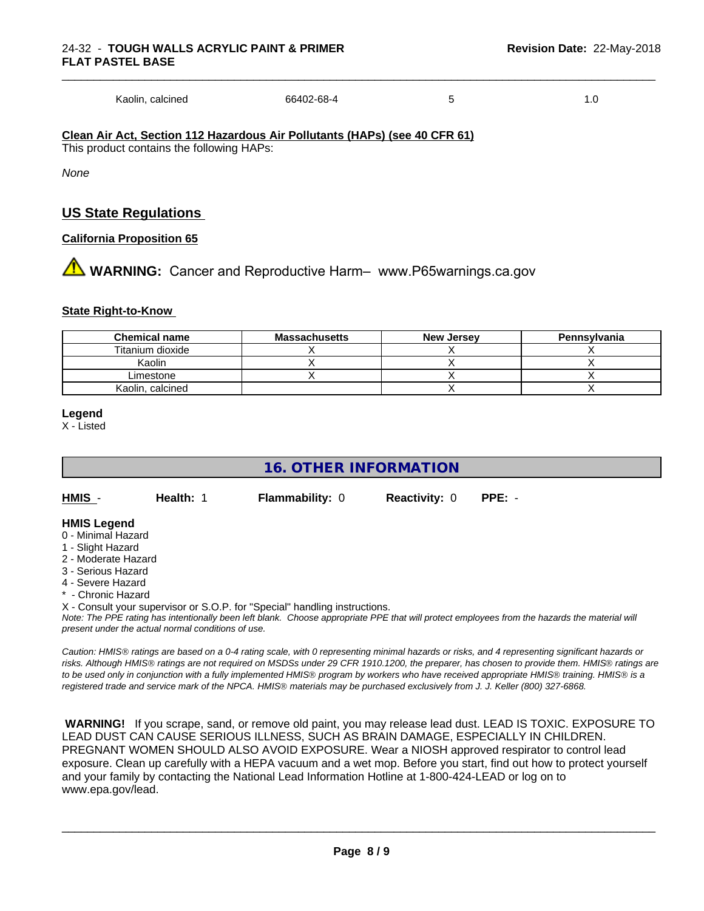| Kaolin, calcined | 66402-68-4 | 5 | 1.0 |
|---|---|---|---|

**Clean Air Act, Section 112 Hazardous Air Pollutants (HAPs) (see 40 CFR 61)**

This product contains the following HAPs:

*None*

## US State Regulations

**California Proposition 65**

⚠ **WARNING:** Cancer and Reproductive Harm– www.P65warnings.ca.gov

**State Right-to-Know**

| Chemical name | Massachusetts | New Jersey | Pennsylvania |
|---|---|---|---|
| Titanium dioxide | X | X | X |
| Kaolin | X | X | X |
| Limestone | X | X | X |
| Kaolin, calcined | | X | X |

**Legend**

X - Listed

## 16. OTHER INFORMATION

**HMIS** - **Health:** 1 **Flammability:** 0 **Reactivity:** 0 **PPE:** -

**HMIS Legend**

0 - Minimal Hazard
1 - Slight Hazard
2 - Moderate Hazard
3 - Serious Hazard
4 - Severe Hazard
* - Chronic Hazard
X - Consult your supervisor or S.O.P. for "Special" handling instructions.

*Note: The PPE rating has intentionally been left blank. Choose appropriate PPE that will protect employees from the hazards the material will present under the actual normal conditions of use.*

*Caution: HMIS® ratings are based on a 0-4 rating scale, with 0 representing minimal hazards or risks, and 4 representing significant hazards or risks. Although HMIS® ratings are not required on MSDSs under 29 CFR 1910.1200, the preparer, has chosen to provide them. HMIS® ratings are to be used only in conjunction with a fully implemented HMIS® program by workers who have received appropriate HMIS® training. HMIS® is a registered trade and service mark of the NPCA. HMIS® materials may be purchased exclusively from J. J. Keller (800) 327-6868.*

**WARNING!** If you scrape, sand, or remove old paint, you may release lead dust. LEAD IS TOXIC. EXPOSURE TO LEAD DUST CAN CAUSE SERIOUS ILLNESS, SUCH AS BRAIN DAMAGE, ESPECIALLY IN CHILDREN. PREGNANT WOMEN SHOULD ALSO AVOID EXPOSURE. Wear a NIOSH approved respirator to control lead exposure. Clean up carefully with a HEPA vacuum and a wet mop. Before you start, find out how to protect yourself and your family by contacting the National Lead Information Hotline at 1-800-424-LEAD or log on to www.epa.gov/lead.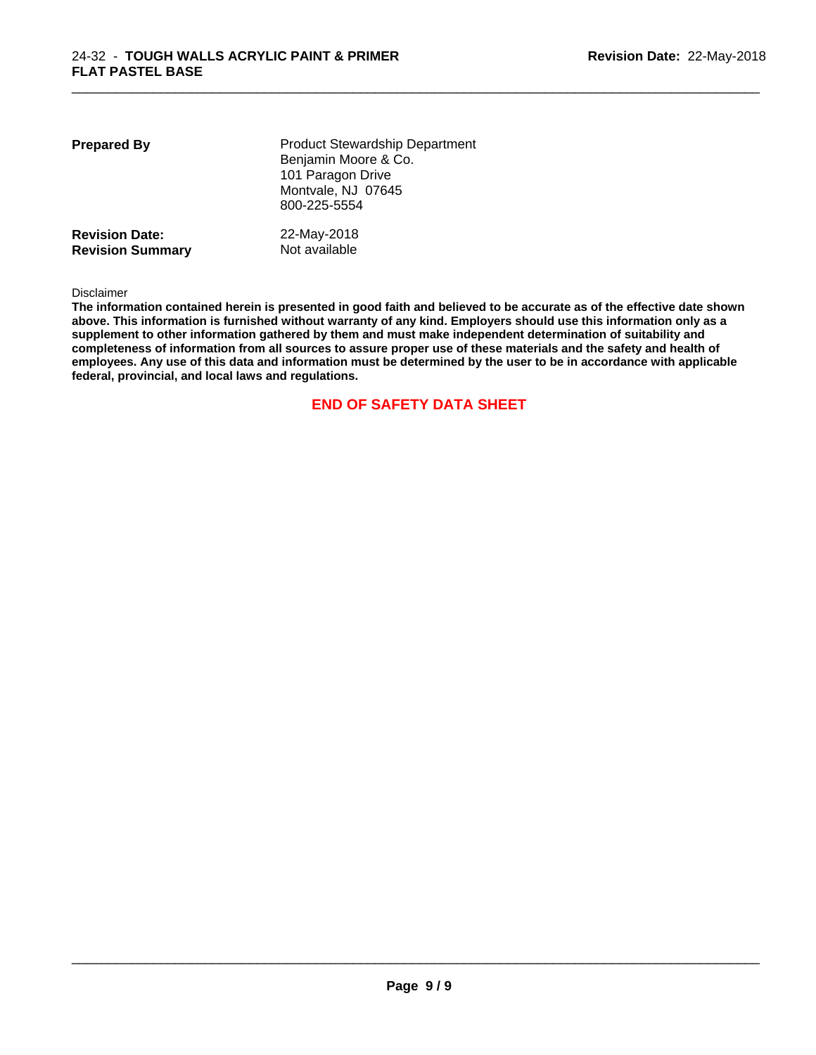| | |
|---|---|
| **Prepared By** | Product Stewardship Department<br>Benjamin Moore & Co.<br>101 Paragon Drive<br>Montvale, NJ 07645<br>800-225-5554 |
| **Revision Date:** | 22-May-2018 |
| **Revision Summary** | Not available |

Disclaimer

**The information contained herein is presented in good faith and believed to be accurate as of the effective date shown above. This information is furnished without warranty of any kind. Employers should use this information only as a supplement to other information gathered by them and must make independent determination of suitability and completeness of information from all sources to assure proper use of these materials and the safety and health of employees. Any use of this data and information must be determined by the user to be in accordance with applicable federal, provincial, and local laws and regulations.**

**END OF SAFETY DATA SHEET**